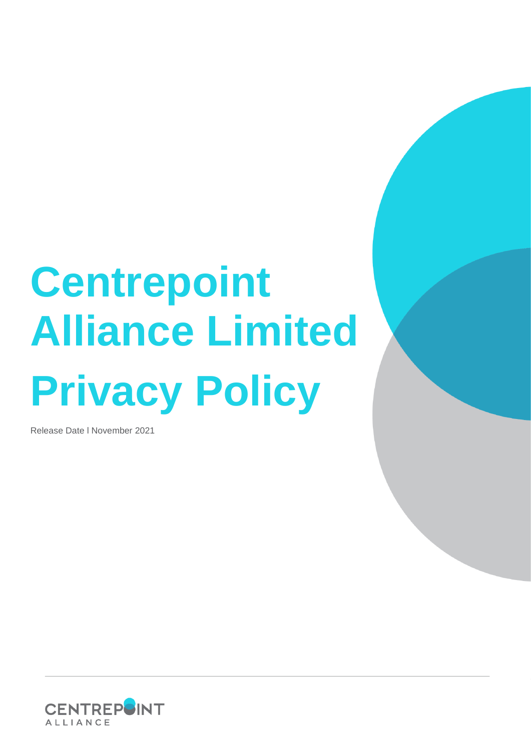# Centrepoint Alliance Limited Privacy Policy

Release Date l November 2021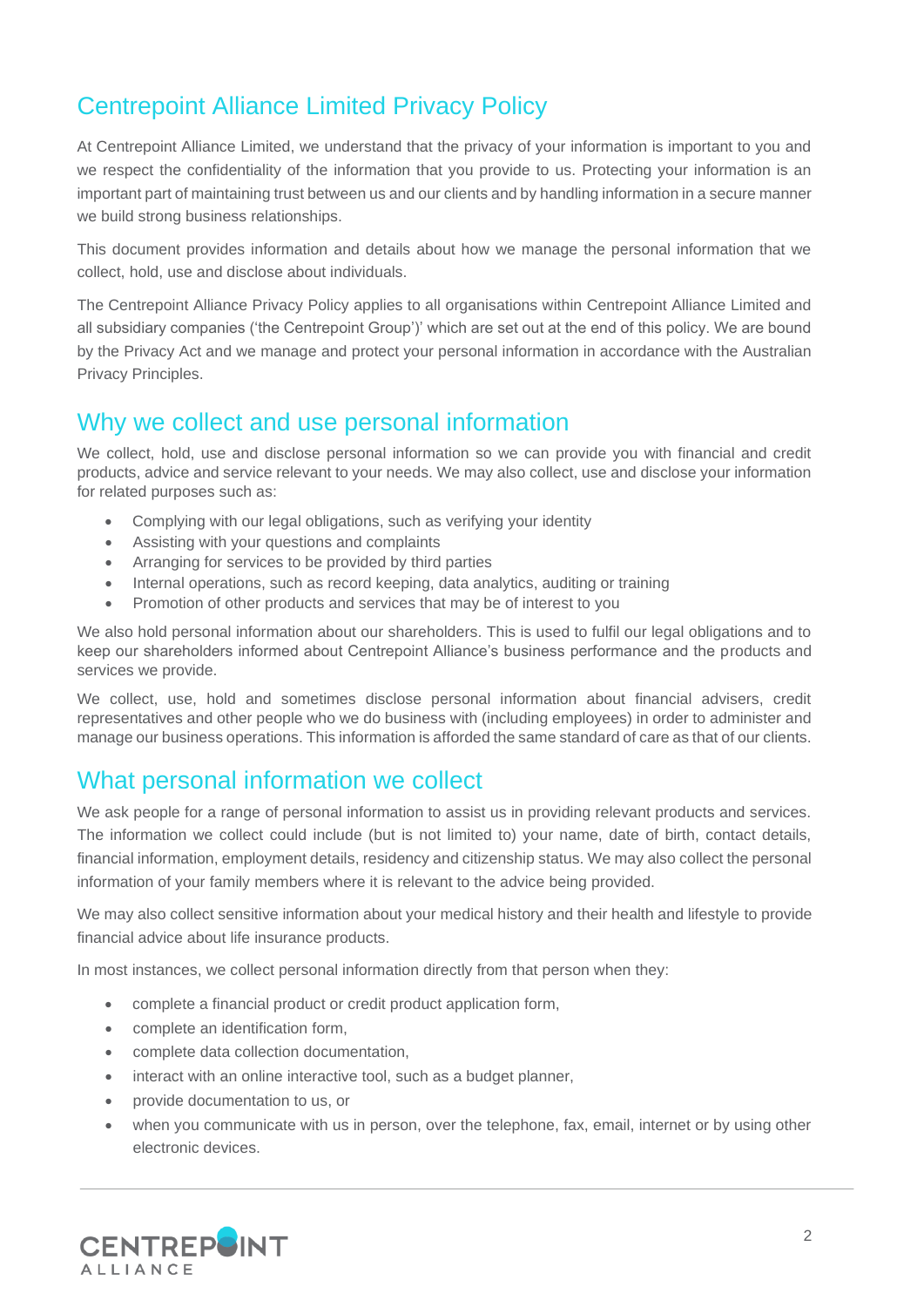# Centrepoint Alliance Limited Privacy Policy

At Centrepoint Alliance Limited, we understand that the privacy of your information is important to you and we respect the confidentiality of the information that you provide to us. Protecting your information is an important part of maintaining trust between us and our clients and by handling information in a secure manner we build strong business relationships.

This document provides information and details about how we manage the personal information that we collect, hold, use and disclose about individuals.

The Centrepoint Alliance Privacy Policy applies to all organisations within Centrepoint Alliance Limited and all subsidiary companies ('the Centrepoint Group')' which are set out at the end of this policy. We are bound by the Privacy Act and we manage and protect your personal information in accordance with the Australian Privacy Principles.

## Why we collect and use personal information

We collect, hold, use and disclose personal information so we can provide you with financial and credit products, advice and service relevant to your needs. We may also collect, use and disclose your information for related purposes such as:

- Complying with our legal obligations, such as verifying your identity
- Assisting with your questions and complaints
- Arranging for services to be provided by third parties
- Internal operations, such as record keeping, data analytics, auditing or training
- Promotion of other products and services that may be of interest to you

We also hold personal information about our shareholders. This is used to fulfil our legal obligations and to keep our shareholders informed about Centrepoint Alliance's business performance and the products and services we provide.

We collect, use, hold and sometimes disclose personal information about financial advisers, credit representatives and other people who we do business with (including employees) in order to administer and manage our business operations. This information is afforded the same standard of care as that of our clients.

## What personal information we collect

We ask people for a range of personal information to assist us in providing relevant products and services. The information we collect could include (but is not limited to) your name, date of birth, contact details, financial information, employment details, residency and citizenship status. We may also collect the personal information of your family members where it is relevant to the advice being provided.

We may also collect sensitive information about your medical history and their health and lifestyle to provide financial advice about life insurance products.

In most instances, we collect personal information directly from that person when they:

- complete a financial product or credit product application form,
- complete an identification form,
- complete data collection documentation,
- interact with an online interactive tool, such as a budget planner,
- provide documentation to us, or
- when you communicate with us in person, over the telephone, fax, email, internet or by using other electronic devices.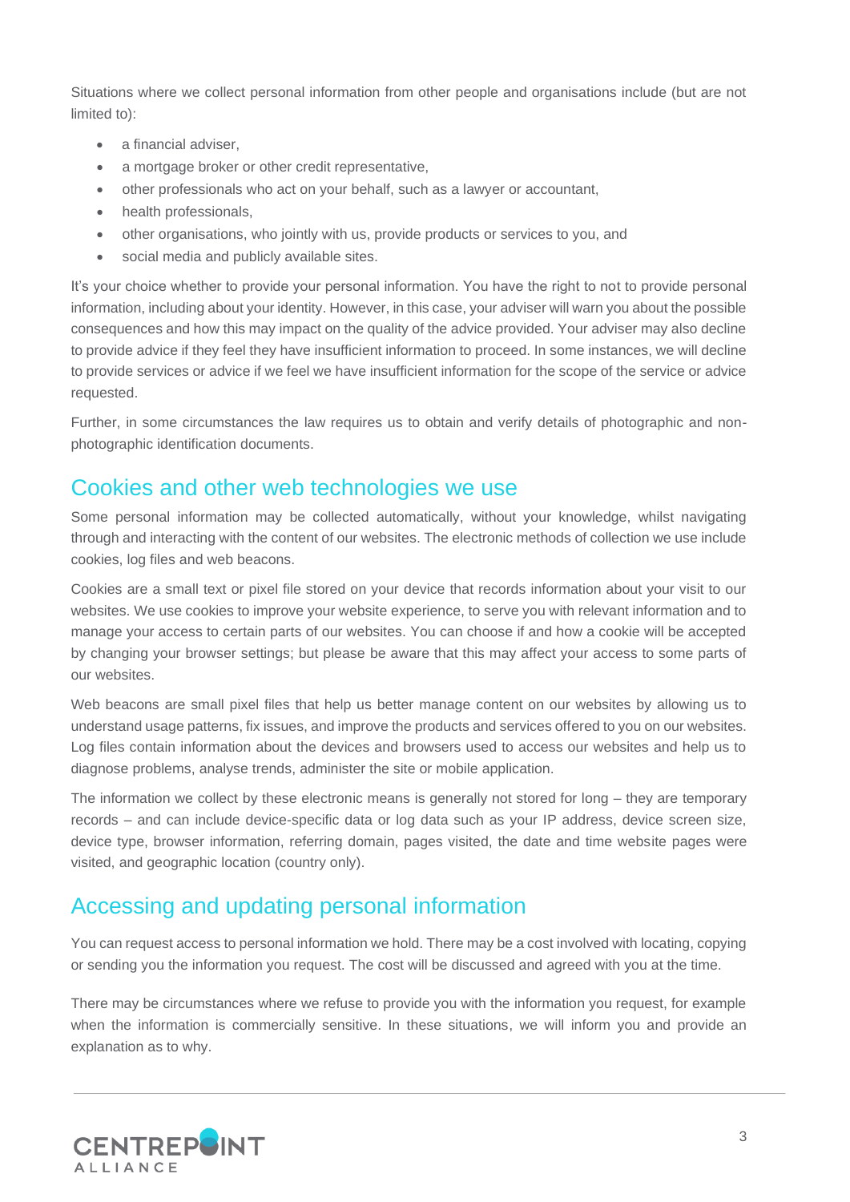Situations where we collect personal information from other people and organisations include (but are not limited to):

- a financial adviser,
- a mortgage broker or other credit representative,
- other professionals who act on your behalf, such as a lawyer or accountant,
- health professionals,
- other organisations, who jointly with us, provide products or services to you, and
- social media and publicly available sites.

It's your choice whether to provide your personal information. You have the right to not to provide personal information, including about your identity. However, in this case, your adviser will warn you about the possible consequences and how this may impact on the quality of the advice provided. Your adviser may also decline to provide advice if they feel they have insufficient information to proceed. In some instances, we will decline to provide services or advice if we feel we have insufficient information for the scope of the service or advice requested.

Further, in some circumstances the law requires us to obtain and verify details of photographic and non-photographic identification documents.

## Cookies and other web technologies we use

Some personal information may be collected automatically, without your knowledge, whilst navigating through and interacting with the content of our websites. The electronic methods of collection we use include cookies, log files and web beacons.

Cookies are a small text or pixel file stored on your device that records information about your visit to our websites. We use cookies to improve your website experience, to serve you with relevant information and to manage your access to certain parts of our websites. You can choose if and how a cookie will be accepted by changing your browser settings; but please be aware that this may affect your access to some parts of our websites.

Web beacons are small pixel files that help us better manage content on our websites by allowing us to understand usage patterns, fix issues, and improve the products and services offered to you on our websites. Log files contain information about the devices and browsers used to access our websites and help us to diagnose problems, analyse trends, administer the site or mobile application.

The information we collect by these electronic means is generally not stored for long – they are temporary records – and can include device-specific data or log data such as your IP address, device screen size, device type, browser information, referring domain, pages visited, the date and time website pages were visited, and geographic location (country only).

## Accessing and updating personal information

You can request access to personal information we hold. There may be a cost involved with locating, copying or sending you the information you request. The cost will be discussed and agreed with you at the time.

There may be circumstances where we refuse to provide you with the information you request, for example when the information is commercially sensitive. In these situations, we will inform you and provide an explanation as to why.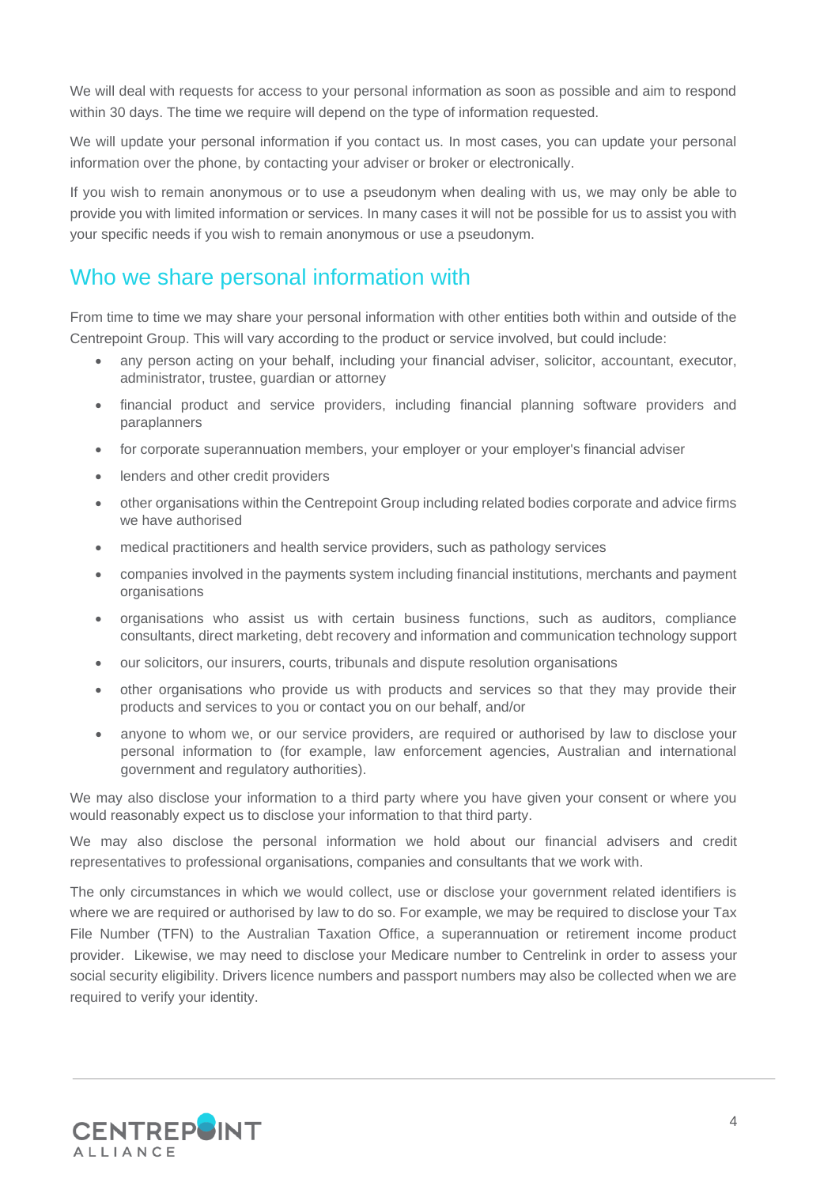We will deal with requests for access to your personal information as soon as possible and aim to respond within 30 days. The time we require will depend on the type of information requested.

We will update your personal information if you contact us. In most cases, you can update your personal information over the phone, by contacting your adviser or broker or electronically.

If you wish to remain anonymous or to use a pseudonym when dealing with us, we may only be able to provide you with limited information or services. In many cases it will not be possible for us to assist you with your specific needs if you wish to remain anonymous or use a pseudonym.

## Who we share personal information with

From time to time we may share your personal information with other entities both within and outside of the Centrepoint Group. This will vary according to the product or service involved, but could include:

- any person acting on your behalf, including your financial adviser, solicitor, accountant, executor, administrator, trustee, guardian or attorney
- financial product and service providers, including financial planning software providers and paraplanners
- for corporate superannuation members, your employer or your employer's financial adviser
- lenders and other credit providers
- other organisations within the Centrepoint Group including related bodies corporate and advice firms we have authorised
- medical practitioners and health service providers, such as pathology services
- companies involved in the payments system including financial institutions, merchants and payment organisations
- organisations who assist us with certain business functions, such as auditors, compliance consultants, direct marketing, debt recovery and information and communication technology support
- our solicitors, our insurers, courts, tribunals and dispute resolution organisations
- other organisations who provide us with products and services so that they may provide their products and services to you or contact you on our behalf, and/or
- anyone to whom we, or our service providers, are required or authorised by law to disclose your personal information to (for example, law enforcement agencies, Australian and international government and regulatory authorities).

We may also disclose your information to a third party where you have given your consent or where you would reasonably expect us to disclose your information to that third party.

We may also disclose the personal information we hold about our financial advisers and credit representatives to professional organisations, companies and consultants that we work with.

The only circumstances in which we would collect, use or disclose your government related identifiers is where we are required or authorised by law to do so. For example, we may be required to disclose your Tax File Number (TFN) to the Australian Taxation Office, a superannuation or retirement income product provider. Likewise, we may need to disclose your Medicare number to Centrelink in order to assess your social security eligibility. Drivers licence numbers and passport numbers may also be collected when we are required to verify your identity.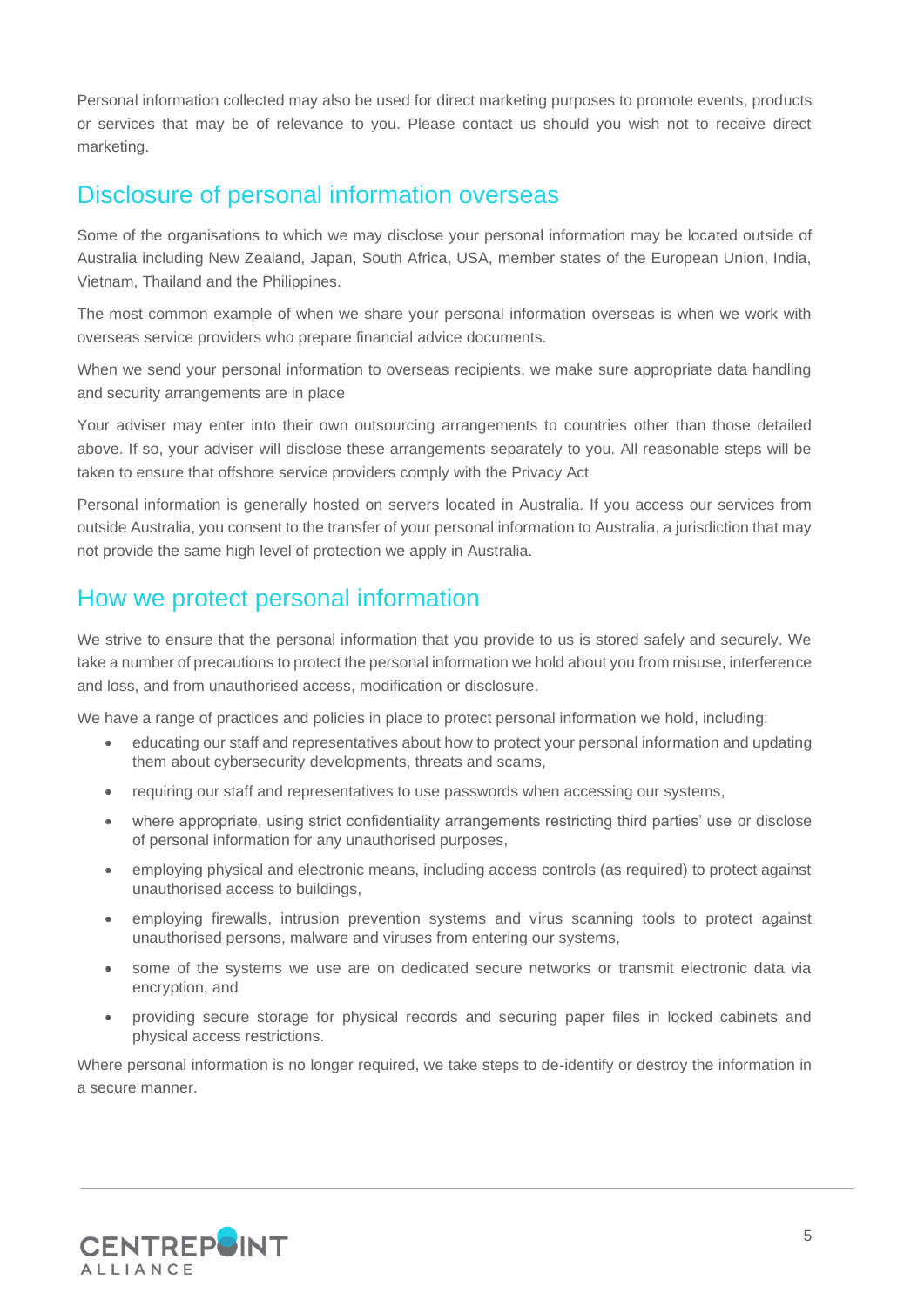Personal information collected may also be used for direct marketing purposes to promote events, products or services that may be of relevance to you. Please contact us should you wish not to receive direct marketing.

## Disclosure of personal information overseas

Some of the organisations to which we may disclose your personal information may be located outside of Australia including New Zealand, Japan, South Africa, USA, member states of the European Union, India, Vietnam, Thailand and the Philippines.

The most common example of when we share your personal information overseas is when we work with overseas service providers who prepare financial advice documents.

When we send your personal information to overseas recipients, we make sure appropriate data handling and security arrangements are in place

Your adviser may enter into their own outsourcing arrangements to countries other than those detailed above. If so, your adviser will disclose these arrangements separately to you. All reasonable steps will be taken to ensure that offshore service providers comply with the Privacy Act

Personal information is generally hosted on servers located in Australia. If you access our services from outside Australia, you consent to the transfer of your personal information to Australia, a jurisdiction that may not provide the same high level of protection we apply in Australia.

## How we protect personal information

We strive to ensure that the personal information that you provide to us is stored safely and securely. We take a number of precautions to protect the personal information we hold about you from misuse, interference and loss, and from unauthorised access, modification or disclosure.

We have a range of practices and policies in place to protect personal information we hold, including:

- educating our staff and representatives about how to protect your personal information and updating them about cybersecurity developments, threats and scams,
- requiring our staff and representatives to use passwords when accessing our systems,
- where appropriate, using strict confidentiality arrangements restricting third parties' use or disclose of personal information for any unauthorised purposes,
- employing physical and electronic means, including access controls (as required) to protect against unauthorised access to buildings,
- employing firewalls, intrusion prevention systems and virus scanning tools to protect against unauthorised persons, malware and viruses from entering our systems,
- some of the systems we use are on dedicated secure networks or transmit electronic data via encryption, and
- providing secure storage for physical records and securing paper files in locked cabinets and physical access restrictions.

Where personal information is no longer required, we take steps to de-identify or destroy the information in a secure manner.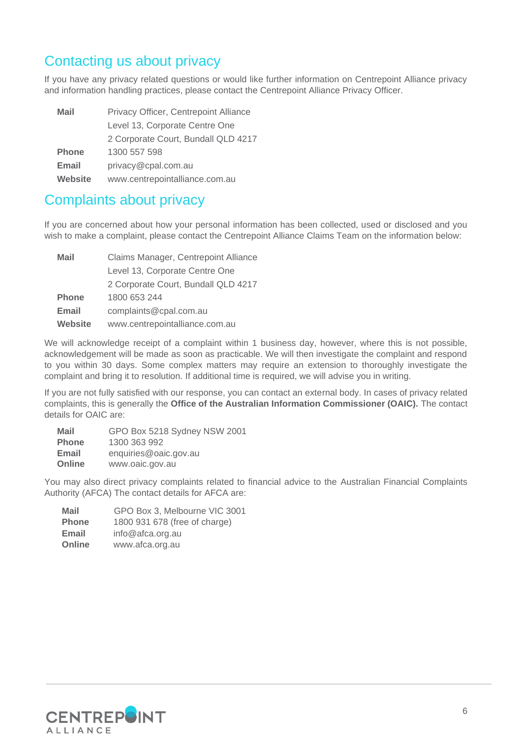## Contacting us about privacy

If you have any privacy related questions or would like further information on Centrepoint Alliance privacy and information handling practices, please contact the Centrepoint Alliance Privacy Officer.

| | |
|---|---|
| **Mail** | Privacy Officer, Centrepoint Alliance<br>Level 13, Corporate Centre One<br>2 Corporate Court, Bundall QLD 4217 |
| **Phone** | 1300 557 598 |
| **Email** | privacy@cpal.com.au |
| **Website** | www.centrepointalliance.com.au |

## Complaints about privacy

If you are concerned about how your personal information has been collected, used or disclosed and you wish to make a complaint, please contact the Centrepoint Alliance Claims Team on the information below:

| | |
|---|---|
| **Mail** | Claims Manager, Centrepoint Alliance<br>Level 13, Corporate Centre One<br>2 Corporate Court, Bundall QLD 4217 |
| **Phone** | 1800 653 244 |
| **Email** | complaints@cpal.com.au |
| **Website** | www.centrepointalliance.com.au |

We will acknowledge receipt of a complaint within 1 business day, however, where this is not possible, acknowledgement will be made as soon as practicable. We will then investigate the complaint and respond to you within 30 days. Some complex matters may require an extension to thoroughly investigate the complaint and bring it to resolution. If additional time is required, we will advise you in writing.

If you are not fully satisfied with our response, you can contact an external body. In cases of privacy related complaints, this is generally the **Office of the Australian Information Commissioner (OAIC).** The contact details for OAIC are:

| | |
|---|---|
| **Mail** | GPO Box 5218 Sydney NSW 2001 |
| **Phone** | 1300 363 992 |
| **Email** | enquiries@oaic.gov.au |
| **Online** | www.oaic.gov.au |

You may also direct privacy complaints related to financial advice to the Australian Financial Complaints Authority (AFCA) The contact details for AFCA are:

| | |
|---|---|
| **Mail** | GPO Box 3, Melbourne VIC 3001 |
| **Phone** | 1800 931 678 (free of charge) |
| **Email** | info@afca.org.au |
| **Online** | www.afca.org.au |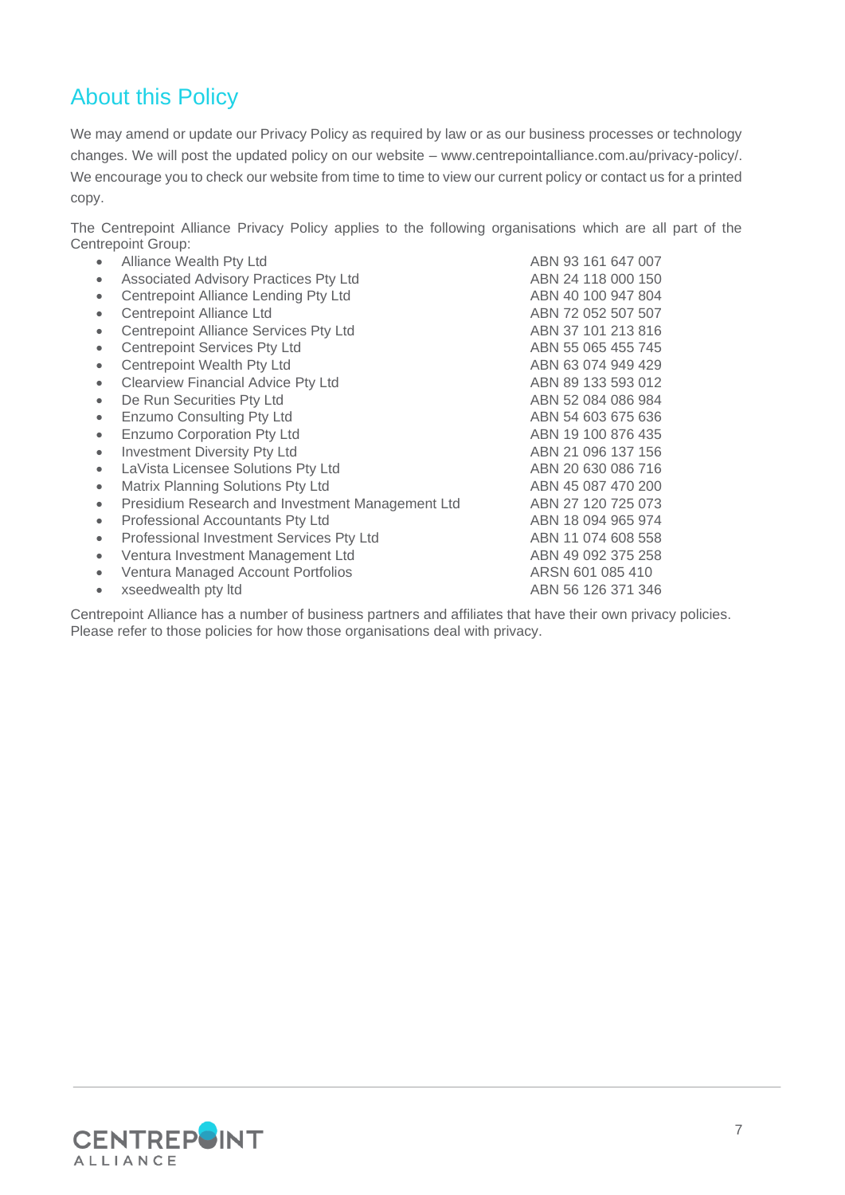## About this Policy

We may amend or update our Privacy Policy as required by law or as our business processes or technology changes. We will post the updated policy on our website – www.centrepointalliance.com.au/privacy-policy/. We encourage you to check our website from time to time to view our current policy or contact us for a printed copy.

The Centrepoint Alliance Privacy Policy applies to the following organisations which are all part of the Centrepoint Group:

- Alliance Wealth Pty Ltd — ABN 93 161 647 007
- Associated Advisory Practices Pty Ltd — ABN 24 118 000 150
- Centrepoint Alliance Lending Pty Ltd — ABN 40 100 947 804
- Centrepoint Alliance Ltd — ABN 72 052 507 507
- Centrepoint Alliance Services Pty Ltd — ABN 37 101 213 816
- Centrepoint Services Pty Ltd — ABN 55 065 455 745
- Centrepoint Wealth Pty Ltd — ABN 63 074 949 429
- Clearview Financial Advice Pty Ltd — ABN 89 133 593 012
- De Run Securities Pty Ltd — ABN 52 084 086 984
- Enzumo Consulting Pty Ltd — ABN 54 603 675 636
- Enzumo Corporation Pty Ltd — ABN 19 100 876 435
- Investment Diversity Pty Ltd — ABN 21 096 137 156
- LaVista Licensee Solutions Pty Ltd — ABN 20 630 086 716
- Matrix Planning Solutions Pty Ltd — ABN 45 087 470 200
- Presidium Research and Investment Management Ltd — ABN 27 120 725 073
- Professional Accountants Pty Ltd — ABN 18 094 965 974
- Professional Investment Services Pty Ltd — ABN 11 074 608 558
- Ventura Investment Management Ltd — ABN 49 092 375 258
- Ventura Managed Account Portfolios — ARSN 601 085 410
- xseedwealth pty ltd — ABN 56 126 371 346

Centrepoint Alliance has a number of business partners and affiliates that have their own privacy policies. Please refer to those policies for how those organisations deal with privacy.